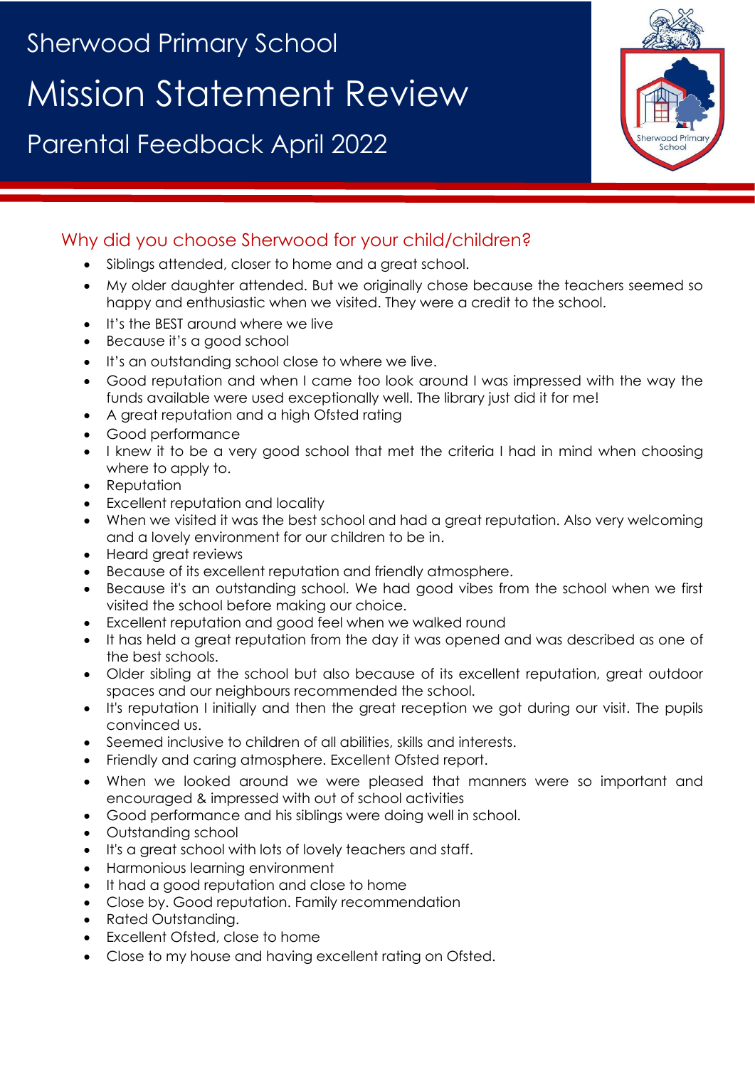# Sherwood Primary School

# Mission Statement Review

## Parental Feedback April 2022

### Why did you choose Sherwood for your child/children?

- Siblings attended, closer to home and a great school.
- My older daughter attended. But we originally chose because the teachers seemed so happy and enthusiastic when we visited. They were a credit to the school.
- It's the BEST around where we live
- Because it's a good school
- It's an outstanding school close to where we live.
- Good reputation and when I came too look around I was impressed with the way the funds available were used exceptionally well. The library just did it for me!
- A great reputation and a high Ofsted rating
- Good performance
- I knew it to be a very good school that met the criteria I had in mind when choosing where to apply to.
- Reputation
- Excellent reputation and locality
- When we visited it was the best school and had a great reputation. Also very welcoming and a lovely environment for our children to be in.
- Heard great reviews
- Because of its excellent reputation and friendly atmosphere.
- Because it's an outstanding school. We had good vibes from the school when we first visited the school before making our choice.
- Excellent reputation and good feel when we walked round
- It has held a great reputation from the day it was opened and was described as one of the best schools.
- Older sibling at the school but also because of its excellent reputation, great outdoor spaces and our neighbours recommended the school.
- It's reputation I initially and then the great reception we got during our visit. The pupils convinced us.
- Seemed inclusive to children of all abilities, skills and interests.
- Friendly and caring atmosphere. Excellent Ofsted report.
- When we looked around we were pleased that manners were so important and encouraged & impressed with out of school activities
- Good performance and his siblings were doing well in school.
- Outstanding school
- It's a great school with lots of lovely teachers and staff.
- Harmonious learning environment
- It had a good reputation and close to home
- Close by. Good reputation. Family recommendation
- Rated Outstanding.
- Excellent Ofsted, close to home
- Close to my house and having excellent rating on Ofsted.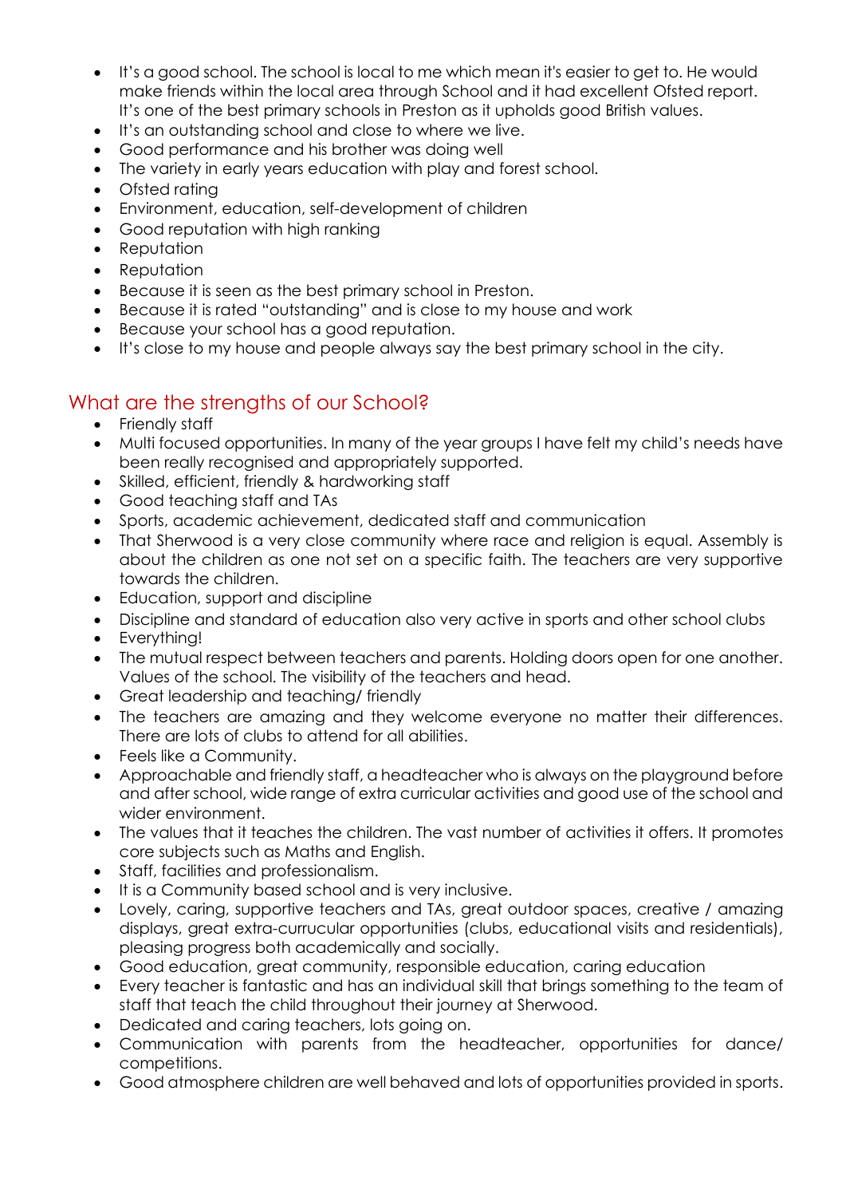- It's a good school. The school is local to me which mean it's easier to get to. He would make friends within the local area through School and it had excellent Ofsted report. It's one of the best primary schools in Preston as it upholds good British values.
- It's an outstanding school and close to where we live.
- Good performance and his brother was doing well
- The variety in early years education with play and forest school.
- Ofsted rating
- Environment, education, self-development of children
- Good reputation with high ranking
- Reputation
- Reputation
- Because it is seen as the best primary school in Preston.
- Because it is rated "outstanding" and is close to my house and work
- Because your school has a good reputation.
- It's close to my house and people always say the best primary school in the city.

## What are the strengths of our School?

- Friendly staff
- Multi focused opportunities. In many of the year groups I have felt my child's needs have been really recognised and appropriately supported.
- Skilled, efficient, friendly & hardworking staff
- Good teaching staff and TAs
- Sports, academic achievement, dedicated staff and communication
- That Sherwood is a very close community where race and religion is equal. Assembly is about the children as one not set on a specific faith. The teachers are very supportive towards the children.
- Education, support and discipline
- Discipline and standard of education also very active in sports and other school clubs
- Everything!
- The mutual respect between teachers and parents. Holding doors open for one another. Values of the school. The visibility of the teachers and head.
- Great leadership and teaching/ friendly
- The teachers are amazing and they welcome everyone no matter their differences. There are lots of clubs to attend for all abilities.
- Feels like a Community.
- Approachable and friendly staff, a headteacher who is always on the playground before and after school, wide range of extra curricular activities and good use of the school and wider environment.
- The values that it teaches the children. The vast number of activities it offers. It promotes core subjects such as Maths and English.
- Staff, facilities and professionalism.
- It is a Community based school and is very inclusive.
- Lovely, caring, supportive teachers and TAs, great outdoor spaces, creative / amazing displays, great extra-currucular opportunities (clubs, educational visits and residentials), pleasing progress both academically and socially.
- Good education, great community, responsible education, caring education
- Every teacher is fantastic and has an individual skill that brings something to the team of staff that teach the child throughout their journey at Sherwood.
- Dedicated and caring teachers, lots going on.
- Communication with parents from the headteacher, opportunities for dance/ competitions.
- Good atmosphere children are well behaved and lots of opportunities provided in sports.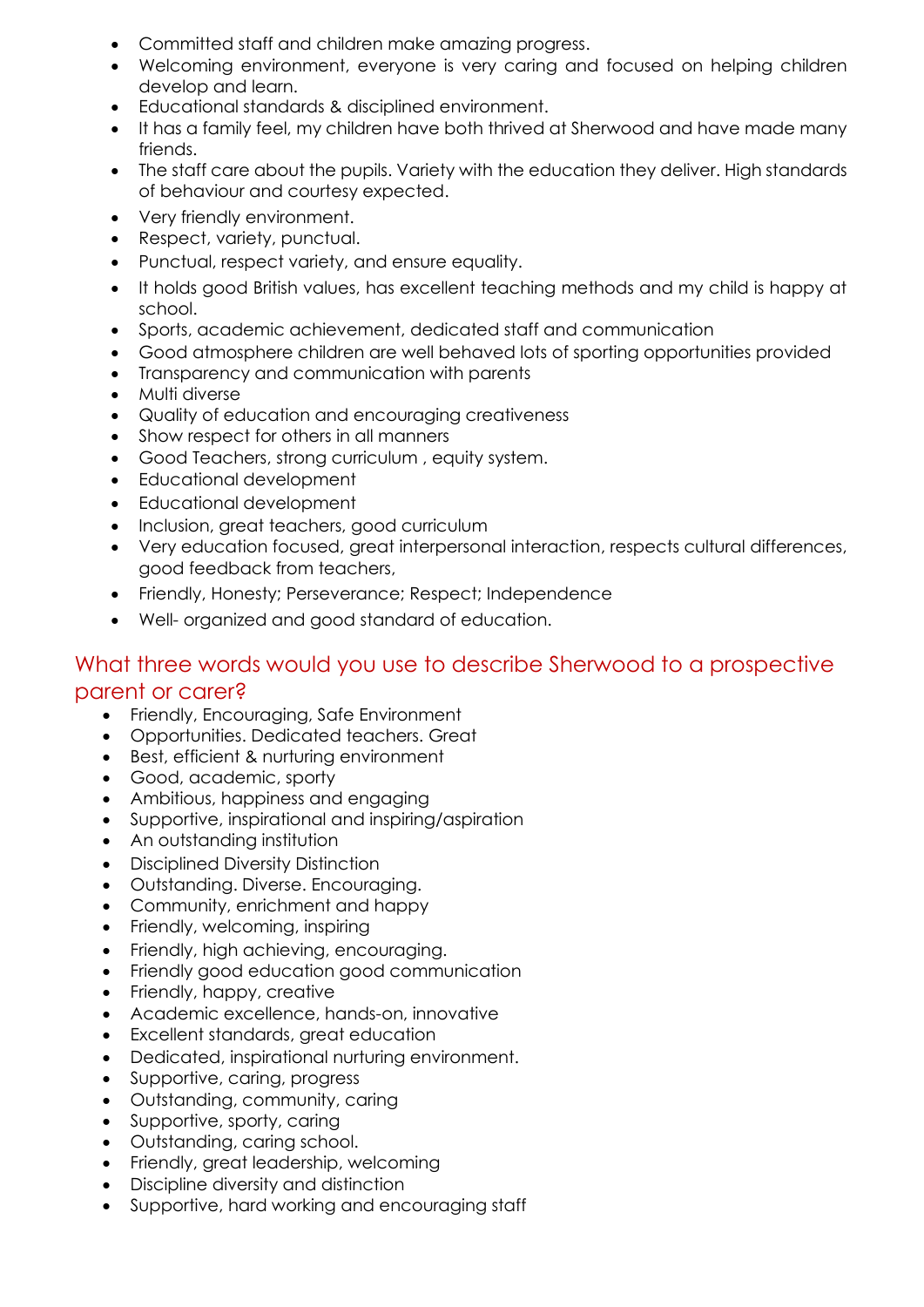- Committed staff and children make amazing progress.
- Welcoming environment, everyone is very caring and focused on helping children develop and learn.
- Educational standards & disciplined environment.
- It has a family feel, my children have both thrived at Sherwood and have made many friends.
- The staff care about the pupils. Variety with the education they deliver. High standards of behaviour and courtesy expected.
- Very friendly environment.
- Respect, variety, punctual.
- Punctual, respect variety, and ensure equality.
- It holds good British values, has excellent teaching methods and my child is happy at school.
- Sports, academic achievement, dedicated staff and communication
- Good atmosphere children are well behaved lots of sporting opportunities provided
- Transparency and communication with parents
- Multi diverse
- Quality of education and encouraging creativeness
- Show respect for others in all manners
- Good Teachers, strong curriculum , equity system.
- Educational development
- Educational development
- Inclusion, great teachers, good curriculum
- Very education focused, great interpersonal interaction, respects cultural differences, good feedback from teachers,
- Friendly, Honesty; Perseverance; Respect; Independence
- Well- organized and good standard of education.

## What three words would you use to describe Sherwood to a prospective parent or carer?

- Friendly, Encouraging, Safe Environment
- Opportunities. Dedicated teachers. Great
- Best, efficient & nurturing environment
- Good, academic, sporty
- Ambitious, happiness and engaging
- Supportive, inspirational and inspiring/aspiration
- An outstanding institution
- Disciplined Diversity Distinction
- Outstanding. Diverse. Encouraging.
- Community, enrichment and happy
- Friendly, welcoming, inspiring
- Friendly, high achieving, encouraging.
- Friendly good education good communication
- Friendly, happy, creative
- Academic excellence, hands-on, innovative
- Excellent standards, great education
- Dedicated, inspirational nurturing environment.
- Supportive, caring, progress
- Outstanding, community, caring
- Supportive, sporty, caring
- Outstanding, caring school.
- Friendly, great leadership, welcoming
- Discipline diversity and distinction
- Supportive, hard working and encouraging staff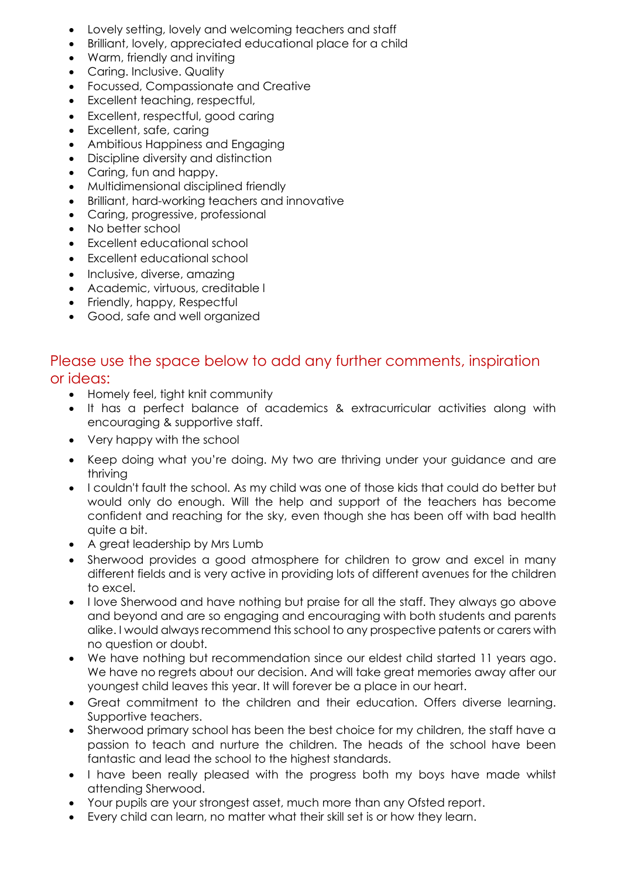- Lovely setting, lovely and welcoming teachers and staff
- Brilliant, lovely, appreciated educational place for a child
- Warm, friendly and inviting
- Caring. Inclusive. Quality
- Focussed, Compassionate and Creative
- Excellent teaching, respectful,
- Excellent, respectful, good caring
- Excellent, safe, caring
- Ambitious Happiness and Engaging
- Discipline diversity and distinction
- Caring, fun and happy.
- Multidimensional disciplined friendly
- Brilliant, hard-working teachers and innovative
- Caring, progressive, professional
- No better school
- Excellent educational school
- Excellent educational school
- Inclusive, diverse, amazing
- Academic, virtuous, creditable l
- Friendly, happy, Respectful
- Good, safe and well organized

## Please use the space below to add any further comments, inspiration or ideas:

- Homely feel, tight knit community
- It has a perfect balance of academics & extracurricular activities along with encouraging & supportive staff.
- Very happy with the school
- Keep doing what you're doing. My two are thriving under your guidance and are thriving
- I couldn't fault the school. As my child was one of those kids that could do better but would only do enough. Will the help and support of the teachers has become confident and reaching for the sky, even though she has been off with bad health quite a bit.
- A great leadership by Mrs Lumb
- Sherwood provides a good atmosphere for children to grow and excel in many different fields and is very active in providing lots of different avenues for the children to excel.
- I love Sherwood and have nothing but praise for all the staff. They always go above and beyond and are so engaging and encouraging with both students and parents alike. I would always recommend this school to any prospective patents or carers with no question or doubt.
- We have nothing but recommendation since our eldest child started 11 years ago. We have no regrets about our decision. And will take great memories away after our youngest child leaves this year. It will forever be a place in our heart.
- Great commitment to the children and their education. Offers diverse learning. Supportive teachers.
- Sherwood primary school has been the best choice for my children, the staff have a passion to teach and nurture the children. The heads of the school have been fantastic and lead the school to the highest standards.
- I have been really pleased with the progress both my boys have made whilst attending Sherwood.
- Your pupils are your strongest asset, much more than any Ofsted report.
- Every child can learn, no matter what their skill set is or how they learn.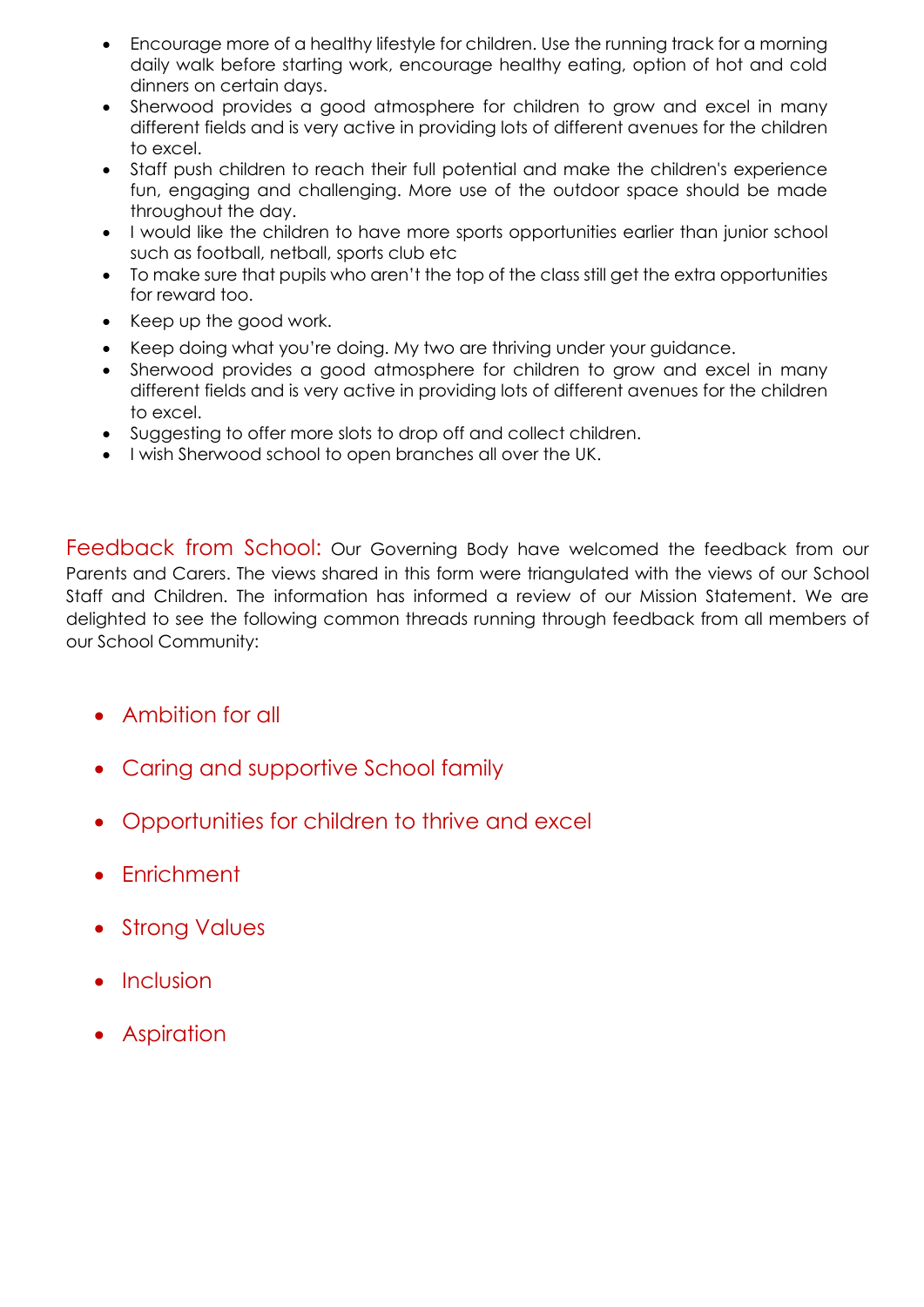- Encourage more of a healthy lifestyle for children. Use the running track for a morning daily walk before starting work, encourage healthy eating, option of hot and cold dinners on certain days.
- Sherwood provides a good atmosphere for children to grow and excel in many different fields and is very active in providing lots of different avenues for the children to excel.
- Staff push children to reach their full potential and make the children's experience fun, engaging and challenging. More use of the outdoor space should be made throughout the day.
- I would like the children to have more sports opportunities earlier than junior school such as football, netball, sports club etc
- To make sure that pupils who aren't the top of the class still get the extra opportunities for reward too.
- Keep up the good work.
- Keep doing what you're doing. My two are thriving under your guidance.
- Sherwood provides a good atmosphere for children to grow and excel in many different fields and is very active in providing lots of different avenues for the children to excel.
- Suggesting to offer more slots to drop off and collect children.
- I wish Sherwood school to open branches all over the UK.

Feedback from School: Our Governing Body have welcomed the feedback from our Parents and Carers. The views shared in this form were triangulated with the views of our School Staff and Children. The information has informed a review of our Mission Statement. We are delighted to see the following common threads running through feedback from all members of our School Community:

- Ambition for all
- Caring and supportive School family
- Opportunities for children to thrive and excel
- Enrichment
- Strong Values
- Inclusion
- Aspiration